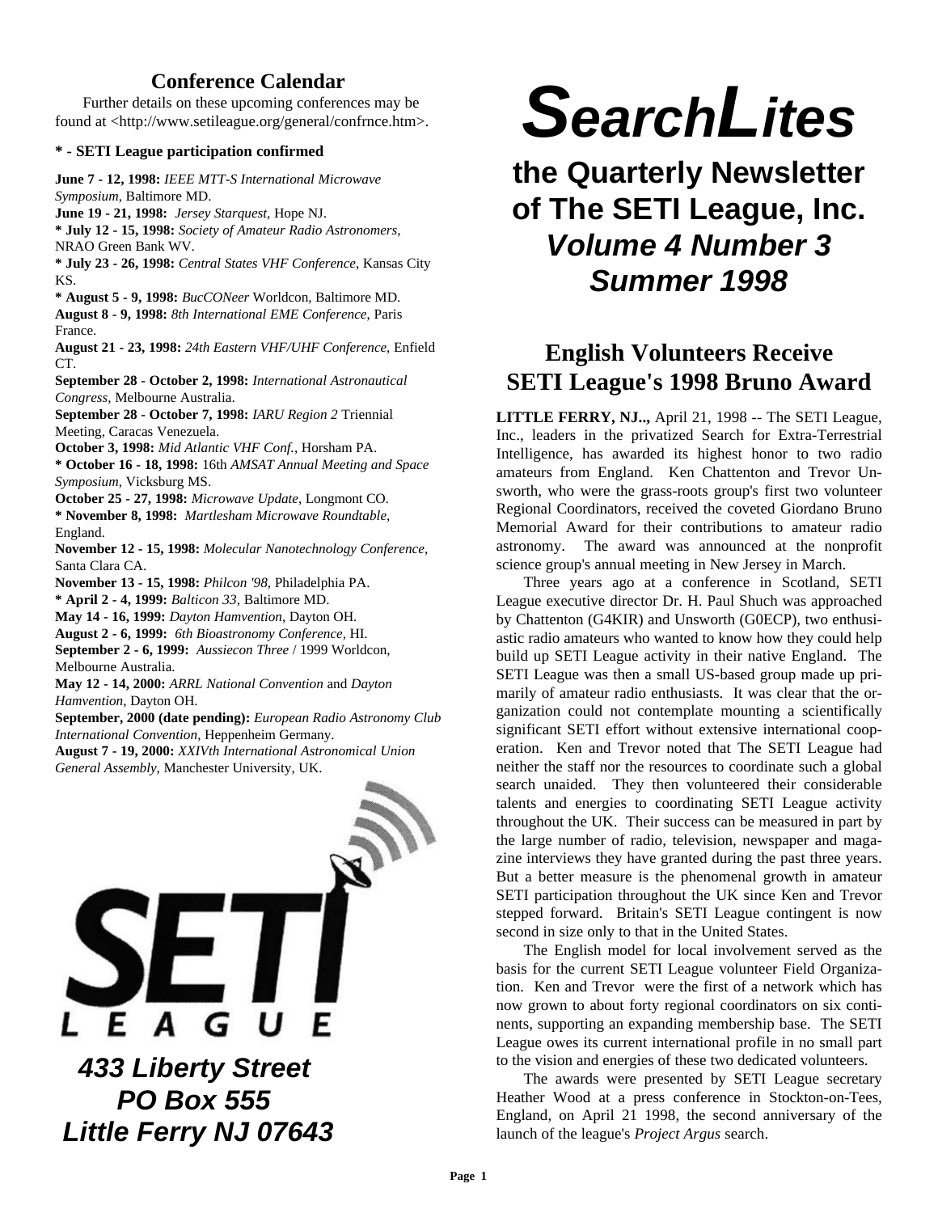# SearchLites

## the Quarterly Newsletter of The SETI League, Inc.

### *Volume 4 Number 3*
### *Summer 1998*

## English Volunteers Receive SETI League's 1998 Bruno Award

**LITTLE FERRY, NJ..,** April 21, 1998 -- The SETI League, Inc., leaders in the privatized Search for Extra-Terrestrial Intelligence, has awarded its highest honor to two radio amateurs from England. Ken Chattenton and Trevor Unsworth, who were the grass-roots group's first two volunteer Regional Coordinators, received the coveted Giordano Bruno Memorial Award for their contributions to amateur radio astronomy. The award was announced at the nonprofit science group's annual meeting in New Jersey in March.

Three years ago at a conference in Scotland, SETI League executive director Dr. H. Paul Shuch was approached by Chattenton (G4KIR) and Unsworth (G0ECP), two enthusiastic radio amateurs who wanted to know how they could help build up SETI League activity in their native England. The SETI League was then a small US-based group made up primarily of amateur radio enthusiasts. It was clear that the organization could not contemplate mounting a scientifically significant SETI effort without extensive international cooperation. Ken and Trevor noted that The SETI League had neither the staff nor the resources to coordinate such a global search unaided. They then volunteered their considerable talents and energies to coordinating SETI League activity throughout the UK. Their success can be measured in part by the large number of radio, television, newspaper and magazine interviews they have granted during the past three years. But a better measure is the phenomenal growth in amateur SETI participation throughout the UK since Ken and Trevor stepped forward. Britain's SETI League contingent is now second in size only to that in the United States.

The English model for local involvement served as the basis for the current SETI League volunteer Field Organization. Ken and Trevor were the first of a network which has now grown to about forty regional coordinators on six continents, supporting an expanding membership base. The SETI League owes its current international profile in no small part to the vision and energies of these two dedicated volunteers.

The awards were presented by SETI League secretary Heather Wood at a press conference in Stockton-on-Tees, England, on April 21 1998, the second anniversary of the launch of the league's *Project Argus* search.

## Conference Calendar

Further details on these upcoming conferences may be found at <http://www.setileague.org/general/confrnce.htm>.

**\* - SETI League participation confirmed**

**June 7 - 12, 1998:** *IEEE MTT-S International Microwave Symposium*, Baltimore MD.
**June 19 - 21, 1998:** *Jersey Starquest*, Hope NJ.
**\* July 12 - 15, 1998:** *Society of Amateur Radio Astronomers*, NRAO Green Bank WV.
**\* July 23 - 26, 1998:** *Central States VHF Conference*, Kansas City KS.
**\* August 5 - 9, 1998:** *BucCONeer* Worldcon, Baltimore MD.
**August 8 - 9, 1998:** *8th International EME Conference*, Paris France.
**August 21 - 23, 1998:** *24th Eastern VHF/UHF Conference*, Enfield CT.
**September 28 - October 2, 1998:** *International Astronautical Congress*, Melbourne Australia.
**September 28 - October 7, 1998:** *IARU Region 2* Triennial Meeting, Caracas Venezuela.
**October 3, 1998:** *Mid Atlantic VHF Conf.*, Horsham PA.
**\* October 16 - 18, 1998:** 16th *AMSAT Annual Meeting and Space Symposium*, Vicksburg MS.
**October 25 - 27, 1998:** *Microwave Update*, Longmont CO.
**\* November 8, 1998:** *Martlesham Microwave Roundtable*, England.
**November 12 - 15, 1998:** *Molecular Nanotechnology Conference*, Santa Clara CA.
**November 13 - 15, 1998:** *Philcon '98*, Philadelphia PA.
**\* April 2 - 4, 1999:** *Balticon 33*, Baltimore MD.
**May 14 - 16, 1999:** *Dayton Hamvention*, Dayton OH.
**August 2 - 6, 1999:** *6th Bioastronomy Conference*, HI.
**September 2 - 6, 1999:** *Aussiecon Three* / 1999 Worldcon, Melbourne Australia.
**May 12 - 14, 2000:** *ARRL National Convention* and *Dayton Hamvention*, Dayton OH.
**September, 2000 (date pending):** *European Radio Astronomy Club International Convention*, Heppenheim Germany.
**August 7 - 19, 2000:** *XXIVth International Astronomical Union General Assembly*, Manchester University, UK.

SETI LEAGUE

***433 Liberty Street***
***PO Box 555***
***Little Ferry NJ 07643***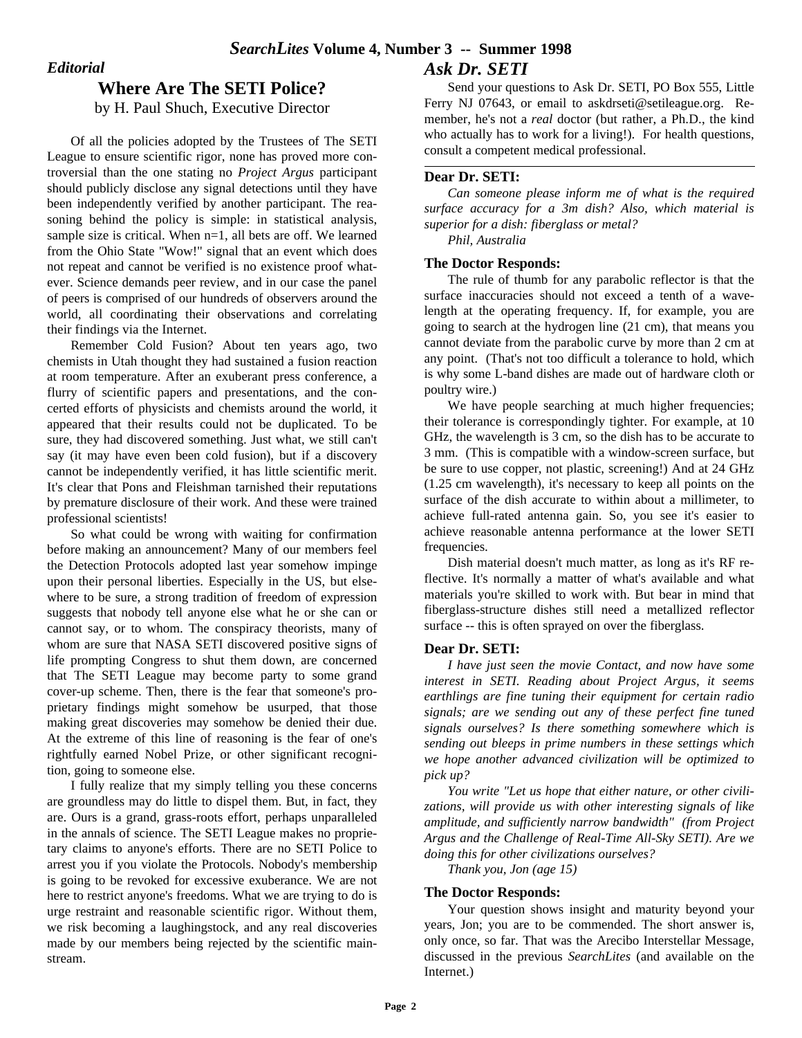## *Editorial*

# Where Are The SETI Police?

by H. Paul Shuch, Executive Director

Of all the policies adopted by the Trustees of The SETI League to ensure scientific rigor, none has proved more controversial than the one stating no *Project Argus* participant should publicly disclose any signal detections until they have been independently verified by another participant. The reasoning behind the policy is simple: in statistical analysis, sample size is critical. When n=1, all bets are off. We learned from the Ohio State "Wow!" signal that an event which does not repeat and cannot be verified is no existence proof whatever. Science demands peer review, and in our case the panel of peers is comprised of our hundreds of observers around the world, all coordinating their observations and correlating their findings via the Internet.

Remember Cold Fusion? About ten years ago, two chemists in Utah thought they had sustained a fusion reaction at room temperature. After an exuberant press conference, a flurry of scientific papers and presentations, and the concerted efforts of physicists and chemists around the world, it appeared that their results could not be duplicated. To be sure, they had discovered something. Just what, we still can't say (it may have even been cold fusion), but if a discovery cannot be independently verified, it has little scientific merit. It's clear that Pons and Fleishman tarnished their reputations by premature disclosure of their work. And these were trained professional scientists!

So what could be wrong with waiting for confirmation before making an announcement? Many of our members feel the Detection Protocols adopted last year somehow impinge upon their personal liberties. Especially in the US, but elsewhere to be sure, a strong tradition of freedom of expression suggests that nobody tell anyone else what he or she can or cannot say, or to whom. The conspiracy theorists, many of whom are sure that NASA SETI discovered positive signs of life prompting Congress to shut them down, are concerned that The SETI League may become party to some grand cover-up scheme. Then, there is the fear that someone's proprietary findings might somehow be usurped, that those making great discoveries may somehow be denied their due. At the extreme of this line of reasoning is the fear of one's rightfully earned Nobel Prize, or other significant recognition, going to someone else.

I fully realize that my simply telling you these concerns are groundless may do little to dispel them. But, in fact, they are. Ours is a grand, grass-roots effort, perhaps unparalleled in the annals of science. The SETI League makes no proprietary claims to anyone's efforts. There are no SETI Police to arrest you if you violate the Protocols. Nobody's membership is going to be revoked for excessive exuberance. We are not here to restrict anyone's freedoms. What we are trying to do is urge restraint and reasonable scientific rigor. Without them, we risk becoming a laughingstock, and any real discoveries made by our members being rejected by the scientific mainstream.

## *Ask Dr. SETI*

Send your questions to Ask Dr. SETI, PO Box 555, Little Ferry NJ 07643, or email to askdrseti@setileague.org. Remember, he's not a *real* doctor (but rather, a Ph.D., the kind who actually has to work for a living!). For health questions, consult a competent medical professional.

---

### Dear Dr. SETI:

*Can someone please inform me of what is the required surface accuracy for a 3m dish? Also, which material is superior for a dish: fiberglass or metal?*

*Phil, Australia*

### The Doctor Responds:

The rule of thumb for any parabolic reflector is that the surface inaccuracies should not exceed a tenth of a wavelength at the operating frequency. If, for example, you are going to search at the hydrogen line (21 cm), that means you cannot deviate from the parabolic curve by more than 2 cm at any point. (That's not too difficult a tolerance to hold, which is why some L-band dishes are made out of hardware cloth or poultry wire.)

We have people searching at much higher frequencies; their tolerance is correspondingly tighter. For example, at 10 GHz, the wavelength is 3 cm, so the dish has to be accurate to 3 mm. (This is compatible with a window-screen surface, but be sure to use copper, not plastic, screening!) And at 24 GHz (1.25 cm wavelength), it's necessary to keep all points on the surface of the dish accurate to within about a millimeter, to achieve full-rated antenna gain. So, you see it's easier to achieve reasonable antenna performance at the lower SETI frequencies.

Dish material doesn't much matter, as long as it's RF reflective. It's normally a matter of what's available and what materials you're skilled to work with. But bear in mind that fiberglass-structure dishes still need a metallized reflector surface -- this is often sprayed on over the fiberglass.

### Dear Dr. SETI:

*I have just seen the movie Contact, and now have some interest in SETI. Reading about Project Argus, it seems earthlings are fine tuning their equipment for certain radio signals; are we sending out any of these perfect fine tuned signals ourselves? Is there something somewhere which is sending out bleeps in prime numbers in these settings which we hope another advanced civilization will be optimized to pick up?*

*You write "Let us hope that either nature, or other civilizations, will provide us with other interesting signals of like amplitude, and sufficiently narrow bandwidth" (from Project Argus and the Challenge of Real-Time All-Sky SETI). Are we doing this for other civilizations ourselves?*

*Thank you, Jon (age 15)*

### The Doctor Responds:

Your question shows insight and maturity beyond your years, Jon; you are to be commended. The short answer is, only once, so far. That was the Arecibo Interstellar Message, discussed in the previous *SearchLites* (and available on the Internet.)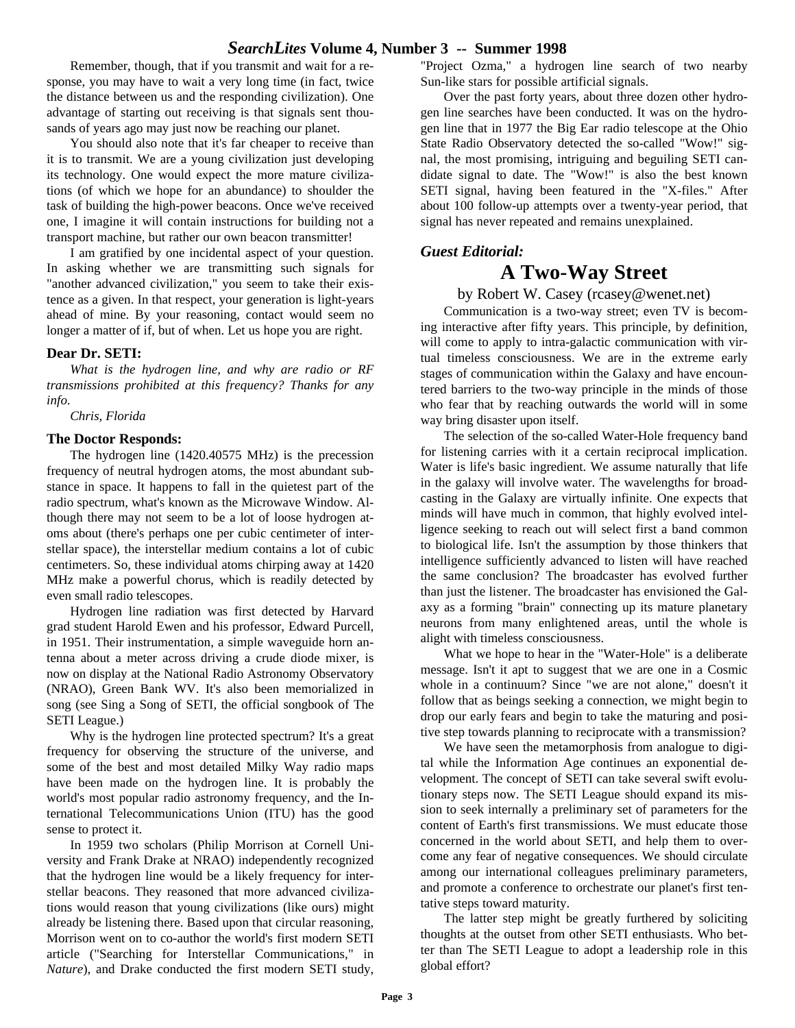Remember, though, that if you transmit and wait for a response, you may have to wait a very long time (in fact, twice the distance between us and the responding civilization). One advantage of starting out receiving is that signals sent thousands of years ago may just now be reaching our planet.

You should also note that it's far cheaper to receive than it is to transmit. We are a young civilization just developing its technology. One would expect the more mature civilizations (of which we hope for an abundance) to shoulder the task of building the high-power beacons. Once we've received one, I imagine it will contain instructions for building not a transport machine, but rather our own beacon transmitter!

I am gratified by one incidental aspect of your question. In asking whether we are transmitting such signals for "another advanced civilization," you seem to take their existence as a given. In that respect, your generation is light-years ahead of mine. By your reasoning, contact would seem no longer a matter of if, but of when. Let us hope you are right.

**Dear Dr. SETI:**

*What is the hydrogen line, and why are radio or RF transmissions prohibited at this frequency? Thanks for any info.*

*Chris, Florida*

**The Doctor Responds:**

The hydrogen line (1420.40575 MHz) is the precession frequency of neutral hydrogen atoms, the most abundant substance in space. It happens to fall in the quietest part of the radio spectrum, what's known as the Microwave Window. Although there may not seem to be a lot of loose hydrogen atoms about (there's perhaps one per cubic centimeter of interstellar space), the interstellar medium contains a lot of cubic centimeters. So, these individual atoms chirping away at 1420 MHz make a powerful chorus, which is readily detected by even small radio telescopes.

Hydrogen line radiation was first detected by Harvard grad student Harold Ewen and his professor, Edward Purcell, in 1951. Their instrumentation, a simple waveguide horn antenna about a meter across driving a crude diode mixer, is now on display at the National Radio Astronomy Observatory (NRAO), Green Bank WV. It's also been memorialized in song (see Sing a Song of SETI, the official songbook of The SETI League.)

Why is the hydrogen line protected spectrum? It's a great frequency for observing the structure of the universe, and some of the best and most detailed Milky Way radio maps have been made on the hydrogen line. It is probably the world's most popular radio astronomy frequency, and the International Telecommunications Union (ITU) has the good sense to protect it.

In 1959 two scholars (Philip Morrison at Cornell University and Frank Drake at NRAO) independently recognized that the hydrogen line would be a likely frequency for interstellar beacons. They reasoned that more advanced civilizations would reason that young civilizations (like ours) might already be listening there. Based upon that circular reasoning, Morrison went on to co-author the world's first modern SETI article ("Searching for Interstellar Communications," in *Nature*), and Drake conducted the first modern SETI study, "Project Ozma," a hydrogen line search of two nearby Sun-like stars for possible artificial signals.

Over the past forty years, about three dozen other hydrogen line searches have been conducted. It was on the hydrogen line that in 1977 the Big Ear radio telescope at the Ohio State Radio Observatory detected the so-called "Wow!" signal, the most promising, intriguing and beguiling SETI candidate signal to date. The "Wow!" is also the best known SETI signal, having been featured in the "X-files." After about 100 follow-up attempts over a twenty-year period, that signal has never repeated and remains unexplained.

### *Guest Editorial:*

## A Two-Way Street

by Robert W. Casey (rcasey@wenet.net)

Communication is a two-way street; even TV is becoming interactive after fifty years. This principle, by definition, will come to apply to intra-galactic communication with virtual timeless consciousness. We are in the extreme early stages of communication within the Galaxy and have encountered barriers to the two-way principle in the minds of those who fear that by reaching outwards the world will in some way bring disaster upon itself.

The selection of the so-called Water-Hole frequency band for listening carries with it a certain reciprocal implication. Water is life's basic ingredient. We assume naturally that life in the galaxy will involve water. The wavelengths for broadcasting in the Galaxy are virtually infinite. One expects that minds will have much in common, that highly evolved intelligence seeking to reach out will select first a band common to biological life. Isn't the assumption by those thinkers that intelligence sufficiently advanced to listen will have reached the same conclusion? The broadcaster has evolved further than just the listener. The broadcaster has envisioned the Galaxy as a forming "brain" connecting up its mature planetary neurons from many enlightened areas, until the whole is alight with timeless consciousness.

What we hope to hear in the "Water-Hole" is a deliberate message. Isn't it apt to suggest that we are one in a Cosmic whole in a continuum? Since "we are not alone," doesn't it follow that as beings seeking a connection, we might begin to drop our early fears and begin to take the maturing and positive step towards planning to reciprocate with a transmission?

We have seen the metamorphosis from analogue to digital while the Information Age continues an exponential development. The concept of SETI can take several swift evolutionary steps now. The SETI League should expand its mission to seek internally a preliminary set of parameters for the content of Earth's first transmissions. We must educate those concerned in the world about SETI, and help them to overcome any fear of negative consequences. We should circulate among our international colleagues preliminary parameters, and promote a conference to orchestrate our planet's first tentative steps toward maturity.

The latter step might be greatly furthered by soliciting thoughts at the outset from other SETI enthusiasts. Who better than The SETI League to adopt a leadership role in this global effort?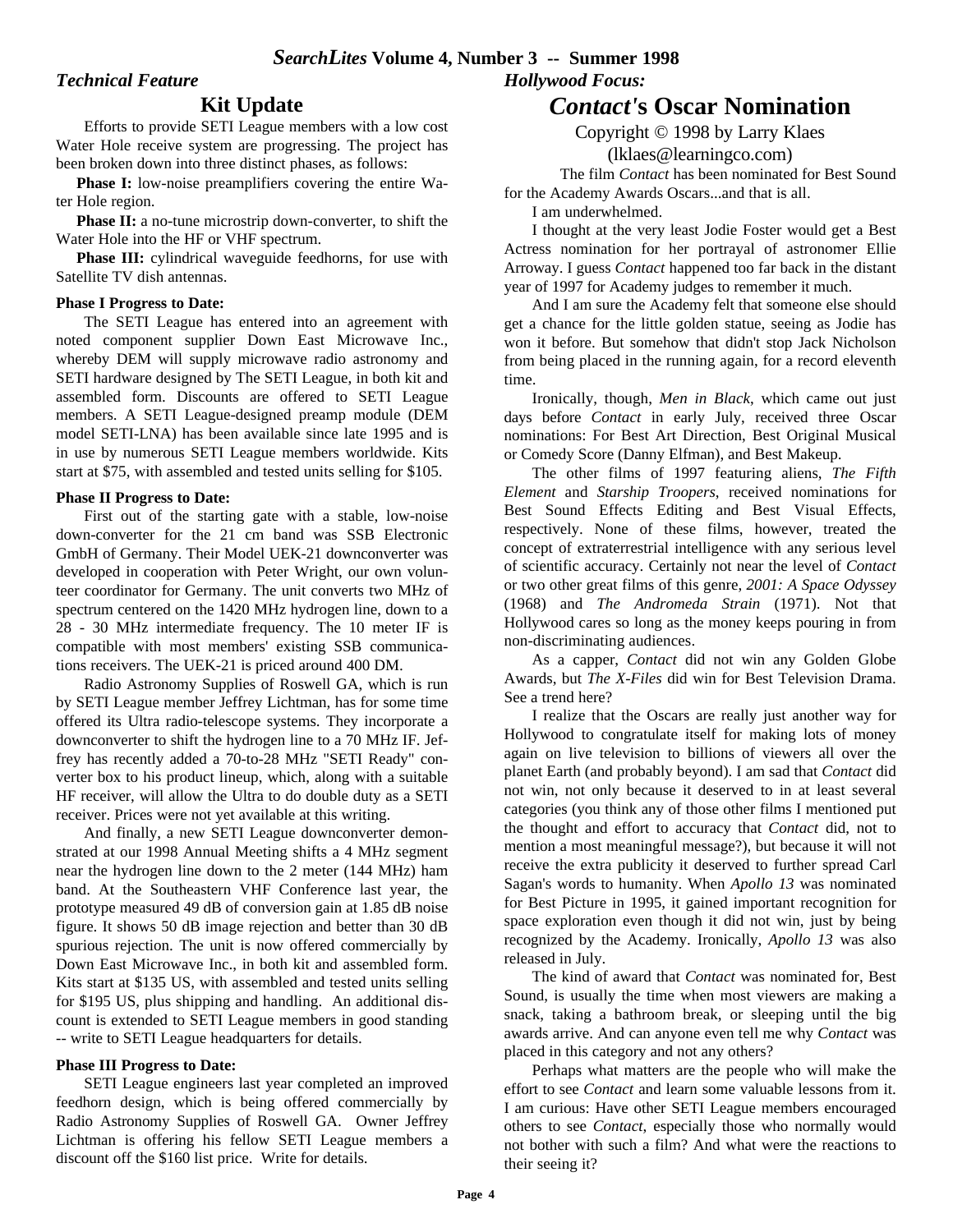## Technical Feature

# Kit Update

Efforts to provide SETI League members with a low cost Water Hole receive system are progressing. The project has been broken down into three distinct phases, as follows:

**Phase I:** low-noise preamplifiers covering the entire Water Hole region.

**Phase II:** a no-tune microstrip down-converter, to shift the Water Hole into the HF or VHF spectrum.

**Phase III:** cylindrical waveguide feedhorns, for use with Satellite TV dish antennas.

**Phase I Progress to Date:**

The SETI League has entered into an agreement with noted component supplier Down East Microwave Inc., whereby DEM will supply microwave radio astronomy and SETI hardware designed by The SETI League, in both kit and assembled form. Discounts are offered to SETI League members. A SETI League-designed preamp module (DEM model SETI-LNA) has been available since late 1995 and is in use by numerous SETI League members worldwide. Kits start at $75, with assembled and tested units selling for $105.

**Phase II Progress to Date:**

First out of the starting gate with a stable, low-noise down-converter for the 21 cm band was SSB Electronic GmbH of Germany. Their Model UEK-21 downconverter was developed in cooperation with Peter Wright, our own volunteer coordinator for Germany. The unit converts two MHz of spectrum centered on the 1420 MHz hydrogen line, down to a 28 - 30 MHz intermediate frequency. The 10 meter IF is compatible with most members' existing SSB communications receivers. The UEK-21 is priced around 400 DM.

Radio Astronomy Supplies of Roswell GA, which is run by SETI League member Jeffrey Lichtman, has for some time offered its Ultra radio-telescope systems. They incorporate a downconverter to shift the hydrogen line to a 70 MHz IF. Jeffrey has recently added a 70-to-28 MHz "SETI Ready" converter box to his product lineup, which, along with a suitable HF receiver, will allow the Ultra to do double duty as a SETI receiver. Prices were not yet available at this writing.

And finally, a new SETI League downconverter demonstrated at our 1998 Annual Meeting shifts a 4 MHz segment near the hydrogen line down to the 2 meter (144 MHz) ham band. At the Southeastern VHF Conference last year, the prototype measured 49 dB of conversion gain at 1.85 dB noise figure. It shows 50 dB image rejection and better than 30 dB spurious rejection. The unit is now offered commercially by Down East Microwave Inc., in both kit and assembled form. Kits start at $135 US, with assembled and tested units selling for $195 US, plus shipping and handling. An additional discount is extended to SETI League members in good standing -- write to SETI League headquarters for details.

**Phase III Progress to Date:**

SETI League engineers last year completed an improved feedhorn design, which is being offered commercially by Radio Astronomy Supplies of Roswell GA. Owner Jeffrey Lichtman is offering his fellow SETI League members a discount off the $160 list price. Write for details.

## Hollywood Focus:

# *Contact*'s Oscar Nomination

Copyright © 1998 by Larry Klaes
(lklaes@learningco.com)

The film *Contact* has been nominated for Best Sound for the Academy Awards Oscars...and that is all.

I am underwhelmed.

I thought at the very least Jodie Foster would get a Best Actress nomination for her portrayal of astronomer Ellie Arroway. I guess *Contact* happened too far back in the distant year of 1997 for Academy judges to remember it much.

And I am sure the Academy felt that someone else should get a chance for the little golden statue, seeing as Jodie has won it before. But somehow that didn't stop Jack Nicholson from being placed in the running again, for a record eleventh time.

Ironically, though, *Men in Black*, which came out just days before *Contact* in early July, received three Oscar nominations: For Best Art Direction, Best Original Musical or Comedy Score (Danny Elfman), and Best Makeup.

The other films of 1997 featuring aliens, *The Fifth Element* and *Starship Troopers*, received nominations for Best Sound Effects Editing and Best Visual Effects, respectively. None of these films, however, treated the concept of extraterrestrial intelligence with any serious level of scientific accuracy. Certainly not near the level of *Contact* or two other great films of this genre, *2001: A Space Odyssey* (1968) and *The Andromeda Strain* (1971). Not that Hollywood cares so long as the money keeps pouring in from non-discriminating audiences.

As a capper, *Contact* did not win any Golden Globe Awards, but *The X-Files* did win for Best Television Drama. See a trend here?

I realize that the Oscars are really just another way for Hollywood to congratulate itself for making lots of money again on live television to billions of viewers all over the planet Earth (and probably beyond). I am sad that *Contact* did not win, not only because it deserved to in at least several categories (you think any of those other films I mentioned put the thought and effort to accuracy that *Contact* did, not to mention a most meaningful message?), but because it will not receive the extra publicity it deserved to further spread Carl Sagan's words to humanity. When *Apollo 13* was nominated for Best Picture in 1995, it gained important recognition for space exploration even though it did not win, just by being recognized by the Academy. Ironically, *Apollo 13* was also released in July.

The kind of award that *Contact* was nominated for, Best Sound, is usually the time when most viewers are making a snack, taking a bathroom break, or sleeping until the big awards arrive. And can anyone even tell me why *Contact* was placed in this category and not any others?

Perhaps what matters are the people who will make the effort to see *Contact* and learn some valuable lessons from it. I am curious: Have other SETI League members encouraged others to see *Contact*, especially those who normally would not bother with such a film? And what were the reactions to their seeing it?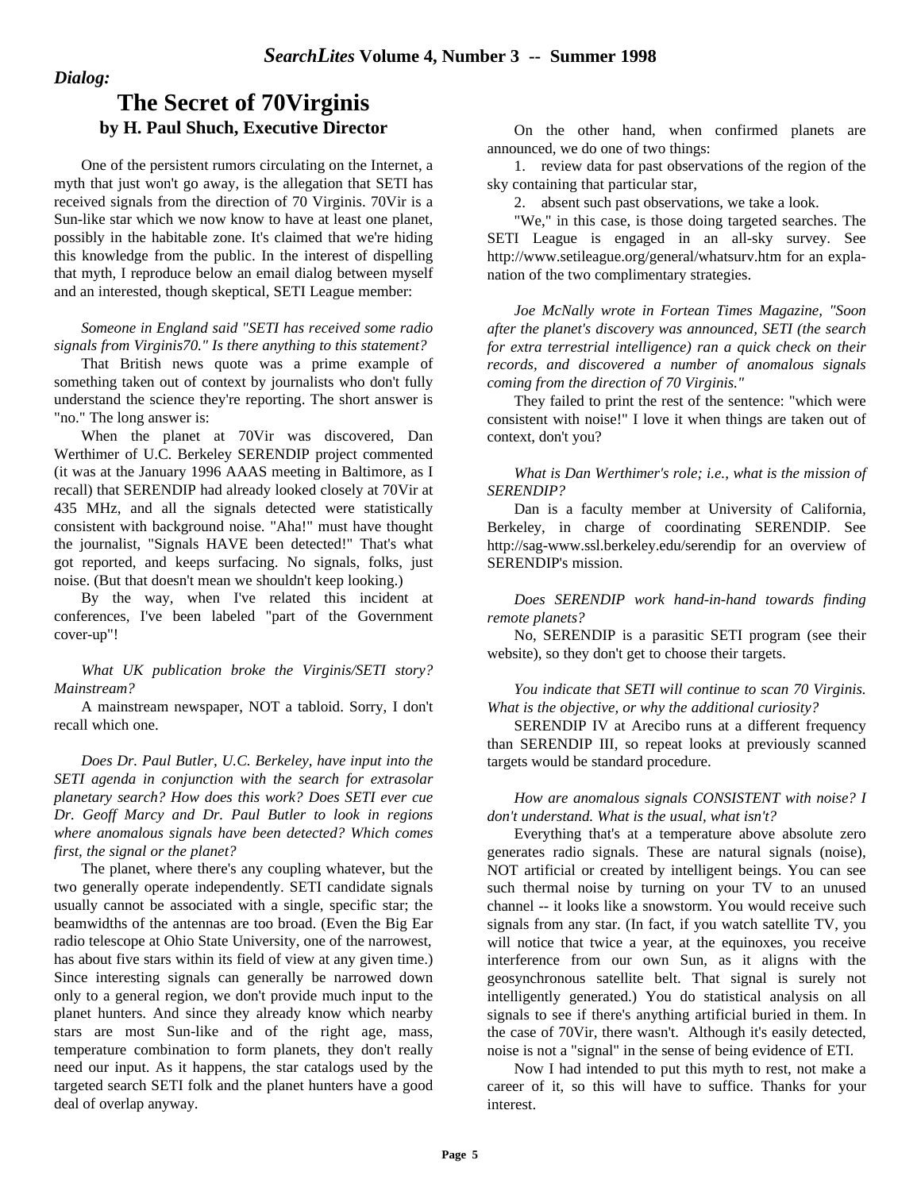*Dialog:*

# The Secret of 70Virginis

**by H. Paul Shuch, Executive Director**

One of the persistent rumors circulating on the Internet, a myth that just won't go away, is the allegation that SETI has received signals from the direction of 70 Virginis. 70Vir is a Sun-like star which we now know to have at least one planet, possibly in the habitable zone. It's claimed that we're hiding this knowledge from the public. In the interest of dispelling that myth, I reproduce below an email dialog between myself and an interested, though skeptical, SETI League member:

*Someone in England said "SETI has received some radio signals from Virginis70." Is there anything to this statement?*

That British news quote was a prime example of something taken out of context by journalists who don't fully understand the science they're reporting. The short answer is "no." The long answer is:

When the planet at 70Vir was discovered, Dan Werthimer of U.C. Berkeley SERENDIP project commented (it was at the January 1996 AAAS meeting in Baltimore, as I recall) that SERENDIP had already looked closely at 70Vir at 435 MHz, and all the signals detected were statistically consistent with background noise. "Aha!" must have thought the journalist, "Signals HAVE been detected!" That's what got reported, and keeps surfacing. No signals, folks, just noise. (But that doesn't mean we shouldn't keep looking.)

By the way, when I've related this incident at conferences, I've been labeled "part of the Government cover-up"!

*What UK publication broke the Virginis/SETI story? Mainstream?*

A mainstream newspaper, NOT a tabloid. Sorry, I don't recall which one.

*Does Dr. Paul Butler, U.C. Berkeley, have input into the SETI agenda in conjunction with the search for extrasolar planetary search? How does this work? Does SETI ever cue Dr. Geoff Marcy and Dr. Paul Butler to look in regions where anomalous signals have been detected? Which comes first, the signal or the planet?*

The planet, where there's any coupling whatever, but the two generally operate independently. SETI candidate signals usually cannot be associated with a single, specific star; the beamwidths of the antennas are too broad. (Even the Big Ear radio telescope at Ohio State University, one of the narrowest, has about five stars within its field of view at any given time.) Since interesting signals can generally be narrowed down only to a general region, we don't provide much input to the planet hunters. And since they already know which nearby stars are most Sun-like and of the right age, mass, temperature combination to form planets, they don't really need our input. As it happens, the star catalogs used by the targeted search SETI folk and the planet hunters have a good deal of overlap anyway.

On the other hand, when confirmed planets are announced, we do one of two things:

1. review data for past observations of the region of the sky containing that particular star,
2. absent such past observations, we take a look.

"We," in this case, is those doing targeted searches. The SETI League is engaged in an all-sky survey. See http://www.setileague.org/general/whatsurv.htm for an explanation of the two complimentary strategies.

*Joe McNally wrote in Fortean Times Magazine, "Soon after the planet's discovery was announced, SETI (the search for extra terrestrial intelligence) ran a quick check on their records, and discovered a number of anomalous signals coming from the direction of 70 Virginis."*

They failed to print the rest of the sentence: "which were consistent with noise!" I love it when things are taken out of context, don't you?

*What is Dan Werthimer's role; i.e., what is the mission of SERENDIP?*

Dan is a faculty member at University of California, Berkeley, in charge of coordinating SERENDIP. See http://sag-www.ssl.berkeley.edu/serendip for an overview of SERENDIP's mission.

*Does SERENDIP work hand-in-hand towards finding remote planets?*

No, SERENDIP is a parasitic SETI program (see their website), so they don't get to choose their targets.

*You indicate that SETI will continue to scan 70 Virginis. What is the objective, or why the additional curiosity?*

SERENDIP IV at Arecibo runs at a different frequency than SERENDIP III, so repeat looks at previously scanned targets would be standard procedure.

*How are anomalous signals CONSISTENT with noise? I don't understand. What is the usual, what isn't?*

Everything that's at a temperature above absolute zero generates radio signals. These are natural signals (noise), NOT artificial or created by intelligent beings. You can see such thermal noise by turning on your TV to an unused channel -- it looks like a snowstorm. You would receive such signals from any star. (In fact, if you watch satellite TV, you will notice that twice a year, at the equinoxes, you receive interference from our own Sun, as it aligns with the geosynchronous satellite belt. That signal is surely not intelligently generated.) You do statistical analysis on all signals to see if there's anything artificial buried in them. In the case of 70Vir, there wasn't. Although it's easily detected, noise is not a "signal" in the sense of being evidence of ETI.

Now I had intended to put this myth to rest, not make a career of it, so this will have to suffice. Thanks for your interest.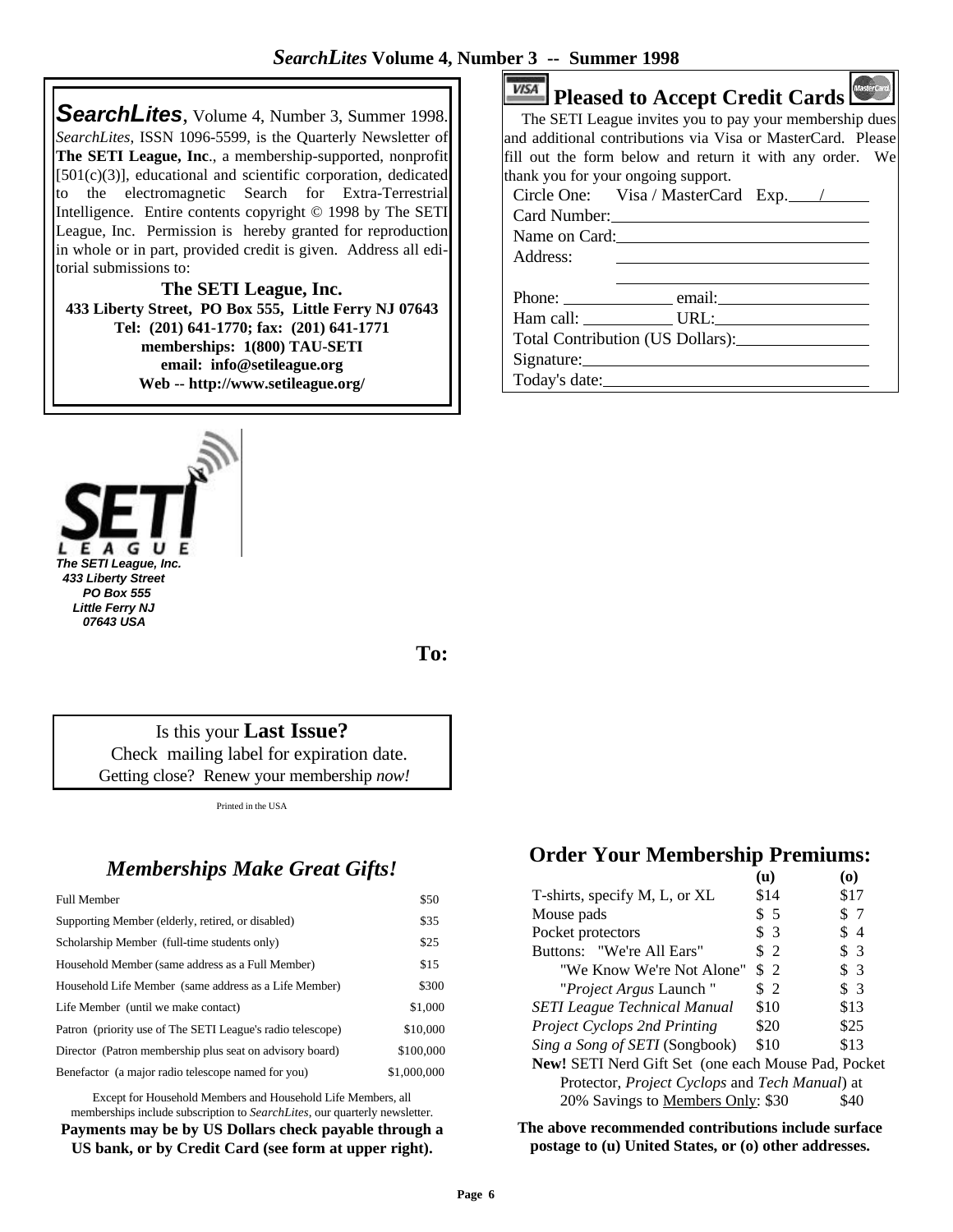***SearchLites***, Volume 4, Number 3, Summer 1998. *SearchLites*, ISSN 1096-5599, is the Quarterly Newsletter of **The SETI League, Inc**., a membership-supported, nonprofit [501(c)(3)], educational and scientific corporation, dedicated to the electromagnetic Search for Extra-Terrestrial Intelligence. Entire contents copyright © 1998 by The SETI League, Inc. Permission is hereby granted for reproduction in whole or in part, provided credit is given. Address all editorial submissions to:

**The SETI League, Inc.**
**433 Liberty Street, PO Box 555, Little Ferry NJ 07643**
**Tel: (201) 641-1770; fax: (201) 641-1771**
**memberships: 1(800) TAU-SETI**
**email: info@setileague.org**
**Web -- http://www.setileague.org/**

## Pleased to Accept Credit Cards

The SETI League invites you to pay your membership dues and additional contributions via Visa or MasterCard. Please fill out the form below and return it with any order. We thank you for your ongoing support.

Circle One: Visa / MasterCard Exp. ____/____
Card Number: ________________________
Name on Card: ________________________
Address: ________________________
________________________
Phone: __________ email: ______________
Ham call: __________ URL: ______________
Total Contribution (US Dollars): __________
Signature: ________________________
Today's date: ________________________

SETI LEAGUE

***The SETI League, Inc.***
***433 Liberty Street***
***PO Box 555***
***Little Ferry NJ***
***07643 USA***

**To:**

Is this your **Last Issue?**
Check mailing label for expiration date.
Getting close? Renew your membership *now!*

Printed in the USA

## *Memberships Make Great Gifts!*

| | |
|---|---|
| Full Member | $50 |
| Supporting Member (elderly, retired, or disabled) | $35 |
| Scholarship Member (full-time students only) | $25 |
| Household Member (same address as a Full Member) | $15 |
| Household Life Member (same address as a Life Member) | $300 |
| Life Member (until we make contact) | $1,000 |
| Patron (priority use of The SETI League's radio telescope) | $10,000 |
| Director (Patron membership plus seat on advisory board) | $100,000 |
| Benefactor (a major radio telescope named for you) | $1,000,000 |

Except for Household Members and Household Life Members, all memberships include subscription to *SearchLites*, our quarterly newsletter.

**Payments may be by US Dollars check payable through a US bank, or by Credit Card (see form at upper right).**

## Order Your Membership Premiums:

| | (u) | (o) |
|---|---|---|
| T-shirts, specify M, L, or XL | $14 | $17 |
| Mouse pads | $ 5 | $ 7 |
| Pocket protectors | $ 3 | $ 4 |
| Buttons: "We're All Ears" | $ 2 | $ 3 |
| "We Know We're Not Alone" | $ 2 | $ 3 |
| "*Project Argus* Launch " | $ 2 | $ 3 |
| *SETI League Technical Manual* | $10 | $13 |
| *Project Cyclops 2nd Printing* | $20 | $25 |
| *Sing a Song of SETI* (Songbook) | $10 | $13 |
| **New!** SETI Nerd Gift Set (one each Mouse Pad, Pocket Protector, *Project Cyclops* and *Tech Manual*) at 20% Savings to Members Only: | $30 | $40 |

**The above recommended contributions include surface postage to (u) United States, or (o) other addresses.**